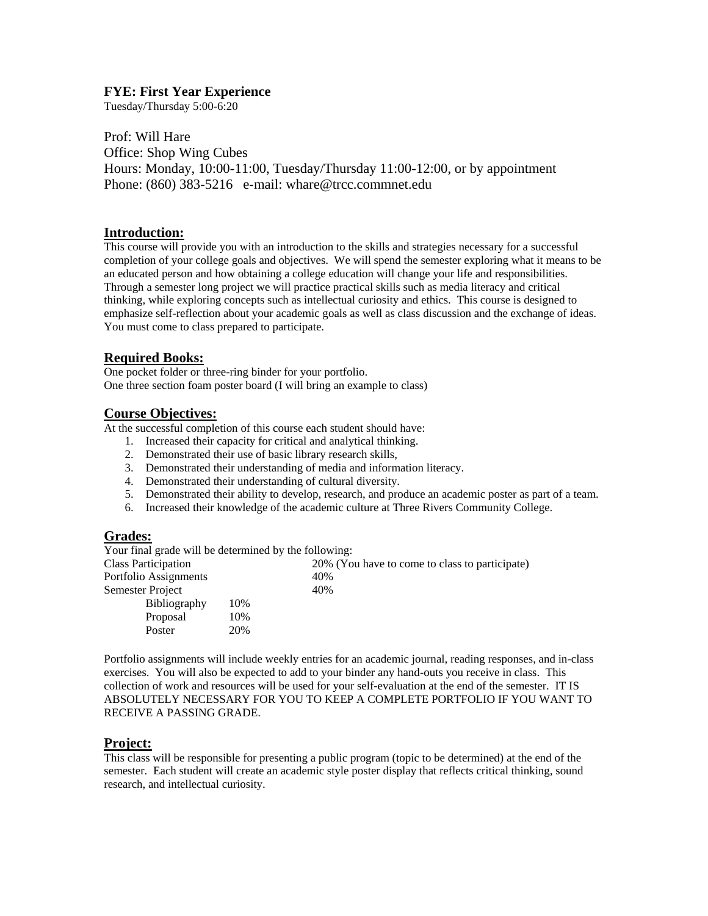### FYE: First Year Experience

Tuesday/Thursday 5:00-6:20

Prof: Will Hare
Office: Shop Wing Cubes
Hours: Monday, 10:00-11:00, Tuesday/Thursday 11:00-12:00, or by appointment
Phone: (860) 383-5216   e-mail: whare@trcc.commnet.edu

## Introduction:

This course will provide you with an introduction to the skills and strategies necessary for a successful completion of your college goals and objectives. We will spend the semester exploring what it means to be an educated person and how obtaining a college education will change your life and responsibilities. Through a semester long project we will practice practical skills such as media literacy and critical thinking, while exploring concepts such as intellectual curiosity and ethics. This course is designed to emphasize self-reflection about your academic goals as well as class discussion and the exchange of ideas. You must come to class prepared to participate.

## Required Books:

One pocket folder or three-ring binder for your portfolio.
One three section foam poster board (I will bring an example to class)

## Course Objectives:

At the successful completion of this course each student should have:

1. Increased their capacity for critical and analytical thinking.
2. Demonstrated their use of basic library research skills,
3. Demonstrated their understanding of media and information literacy.
4. Demonstrated their understanding of cultural diversity.
5. Demonstrated their ability to develop, research, and produce an academic poster as part of a team.
6. Increased their knowledge of the academic culture at Three Rivers Community College.

## Grades:

Your final grade will be determined by the following:

| | | |
|---|---|---|
| Class Participation | | 20% (You have to come to class to participate) |
| Portfolio Assignments | | 40% |
| Semester Project | | 40% |
| Bibliography | 10% | |
| Proposal | 10% | |
| Poster | 20% | |

Portfolio assignments will include weekly entries for an academic journal, reading responses, and in-class exercises. You will also be expected to add to your binder any hand-outs you receive in class. This collection of work and resources will be used for your self-evaluation at the end of the semester. IT IS ABSOLUTELY NECESSARY FOR YOU TO KEEP A COMPLETE PORTFOLIO IF YOU WANT TO RECEIVE A PASSING GRADE.

## Project:

This class will be responsible for presenting a public program (topic to be determined) at the end of the semester. Each student will create an academic style poster display that reflects critical thinking, sound research, and intellectual curiosity.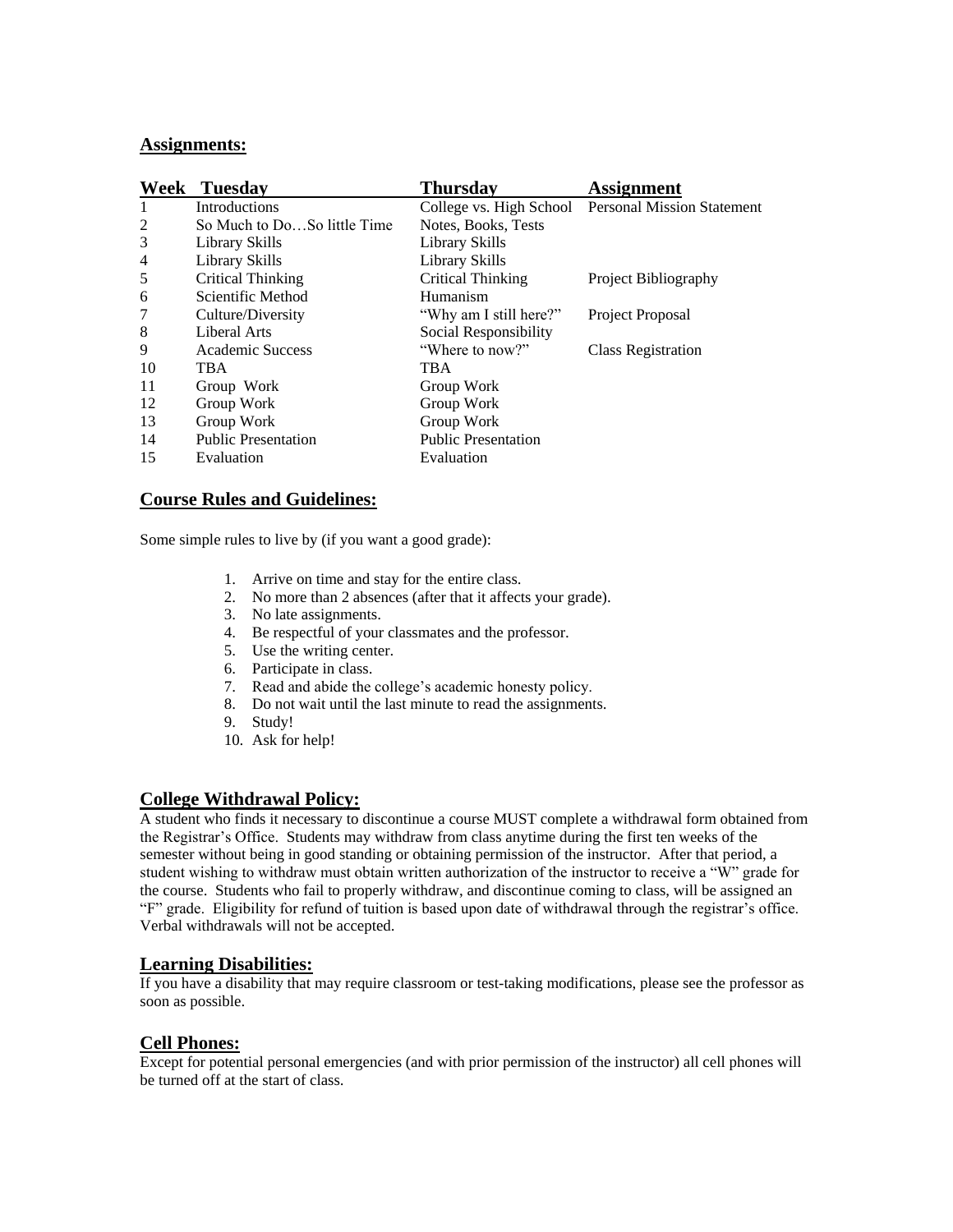## Assignments:

| Week | Tuesday | Thursday | Assignment |
|---|---|---|---|
| 1 | Introductions | College vs. High School | Personal Mission Statement |
| 2 | So Much to Do…So little Time | Notes, Books, Tests | |
| 3 | Library Skills | Library Skills | |
| 4 | Library Skills | Library Skills | |
| 5 | Critical Thinking | Critical Thinking | Project Bibliography |
| 6 | Scientific Method | Humanism | |
| 7 | Culture/Diversity | "Why am I still here?" | Project Proposal |
| 8 | Liberal Arts | Social Responsibility | |
| 9 | Academic Success | "Where to now?" | Class Registration |
| 10 | TBA | TBA | |
| 11 | Group Work | Group Work | |
| 12 | Group Work | Group Work | |
| 13 | Group Work | Group Work | |
| 14 | Public Presentation | Public Presentation | |
| 15 | Evaluation | Evaluation | |

## Course Rules and Guidelines:

Some simple rules to live by (if you want a good grade):

1. Arrive on time and stay for the entire class.
2. No more than 2 absences (after that it affects your grade).
3. No late assignments.
4. Be respectful of your classmates and the professor.
5. Use the writing center.
6. Participate in class.
7. Read and abide the college's academic honesty policy.
8. Do not wait until the last minute to read the assignments.
9. Study!
10. Ask for help!

## College Withdrawal Policy:

A student who finds it necessary to discontinue a course MUST complete a withdrawal form obtained from the Registrar's Office. Students may withdraw from class anytime during the first ten weeks of the semester without being in good standing or obtaining permission of the instructor. After that period, a student wishing to withdraw must obtain written authorization of the instructor to receive a "W" grade for the course. Students who fail to properly withdraw, and discontinue coming to class, will be assigned an "F" grade. Eligibility for refund of tuition is based upon date of withdrawal through the registrar's office. Verbal withdrawals will not be accepted.

## Learning Disabilities:

If you have a disability that may require classroom or test-taking modifications, please see the professor as soon as possible.

## Cell Phones:

Except for potential personal emergencies (and with prior permission of the instructor) all cell phones will be turned off at the start of class.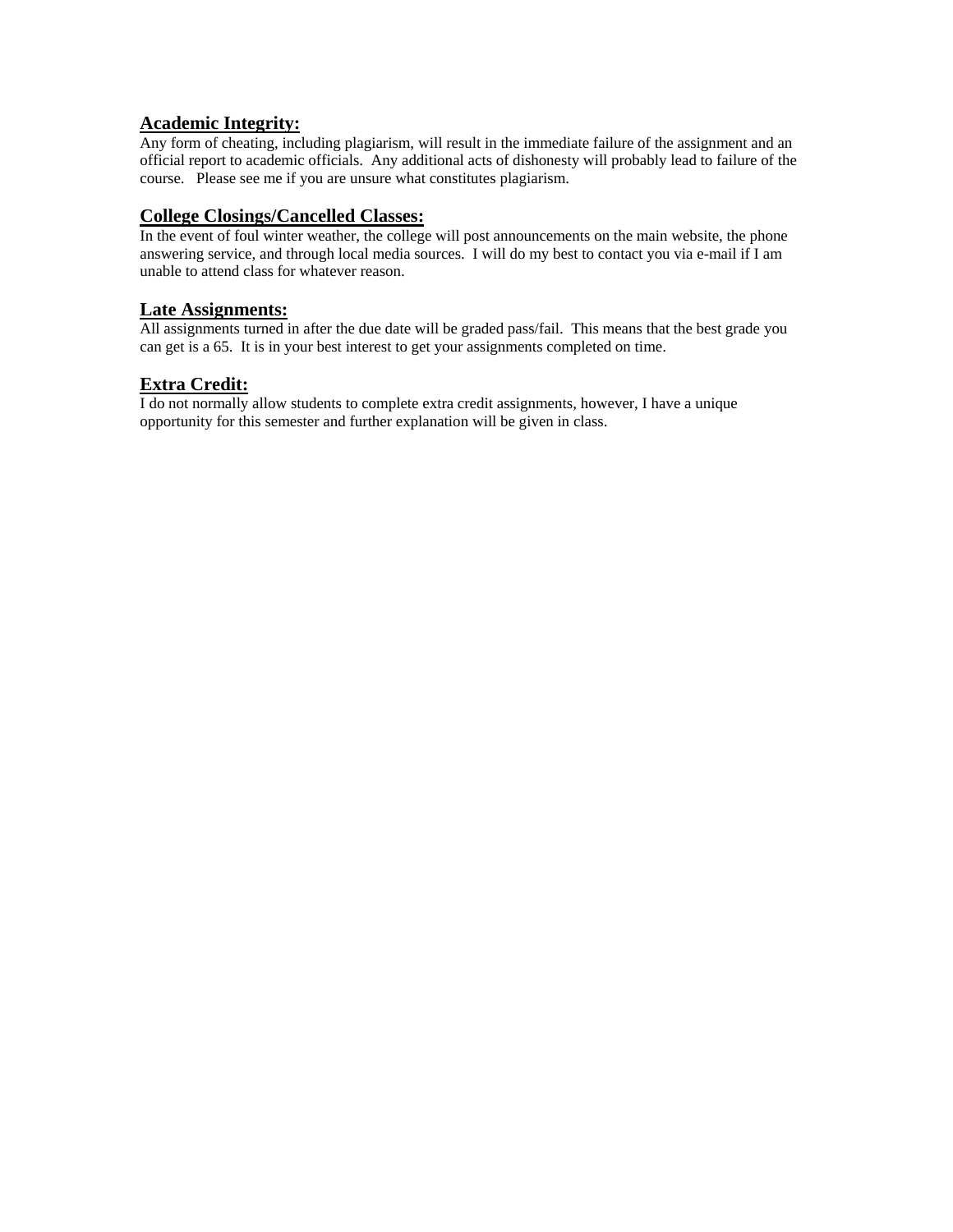## Academic Integrity:

Any form of cheating, including plagiarism, will result in the immediate failure of the assignment and an official report to academic officials. Any additional acts of dishonesty will probably lead to failure of the course. Please see me if you are unsure what constitutes plagiarism.

## College Closings/Cancelled Classes:

In the event of foul winter weather, the college will post announcements on the main website, the phone answering service, and through local media sources. I will do my best to contact you via e-mail if I am unable to attend class for whatever reason.

## Late Assignments:

All assignments turned in after the due date will be graded pass/fail. This means that the best grade you can get is a 65. It is in your best interest to get your assignments completed on time.

## Extra Credit:

I do not normally allow students to complete extra credit assignments, however, I have a unique opportunity for this semester and further explanation will be given in class.